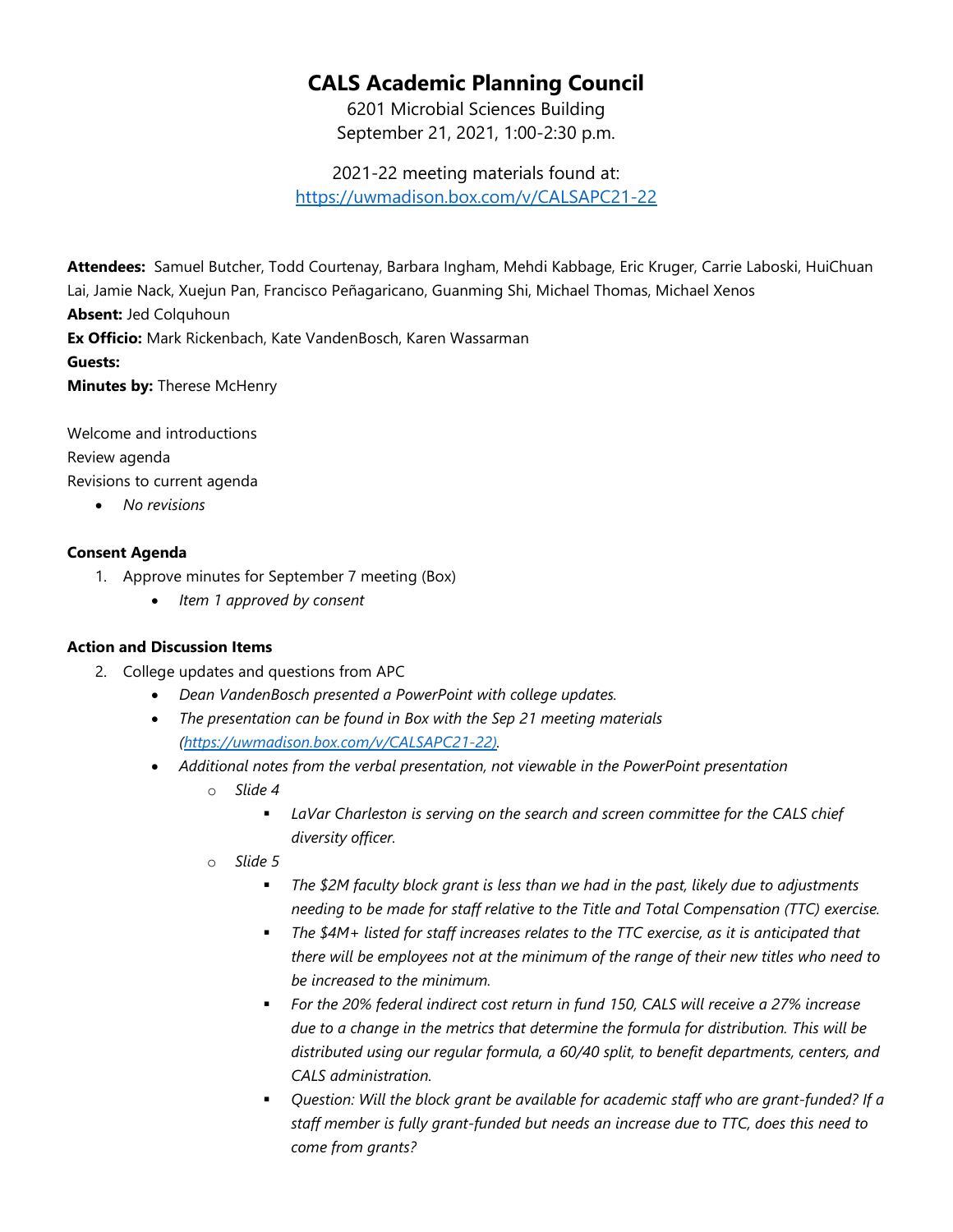# CALS Academic Planning Council

6201 Microbial Sciences Building
September 21, 2021, 1:00-2:30 p.m.

2021-22 meeting materials found at:
[https://uwmadison.box.com/v/CALSAPC21-22](https://uwmadison.box.com/v/CALSAPC21-22)

**Attendees:** Samuel Butcher, Todd Courtenay, Barbara Ingham, Mehdi Kabbage, Eric Kruger, Carrie Laboski, HuiChuan Lai, Jamie Nack, Xuejun Pan, Francisco Peñagaricano, Guanming Shi, Michael Thomas, Michael Xenos
**Absent:** Jed Colquhoun
**Ex Officio:** Mark Rickenbach, Kate VandenBosch, Karen Wassarman
**Guests:**
**Minutes by:** Therese McHenry

Welcome and introductions
Review agenda
Revisions to current agenda

- *No revisions*

**Consent Agenda**

1. Approve minutes for September 7 meeting (Box)
    - *Item 1 approved by consent*

**Action and Discussion Items**

2. College updates and questions from APC
    - *Dean VandenBosch presented a PowerPoint with college updates.*
    - *The presentation can be found in Box with the Sep 21 meeting materials ([https://uwmadison.box.com/v/CALSAPC21-22](https://uwmadison.box.com/v/CALSAPC21-22)).*
    - *Additional notes from the verbal presentation, not viewable in the PowerPoint presentation*
        - *Slide 4*
            - *LaVar Charleston is serving on the search and screen committee for the CALS chief diversity officer.*
        - *Slide 5*
            - *The $2M faculty block grant is less than we had in the past, likely due to adjustments needing to be made for staff relative to the Title and Total Compensation (TTC) exercise.*
            - *The $4M+ listed for staff increases relates to the TTC exercise, as it is anticipated that there will be employees not at the minimum of the range of their new titles who need to be increased to the minimum.*
            - *For the 20% federal indirect cost return in fund 150, CALS will receive a 27% increase due to a change in the metrics that determine the formula for distribution. This will be distributed using our regular formula, a 60/40 split, to benefit departments, centers, and CALS administration.*
            - *Question: Will the block grant be available for academic staff who are grant-funded? If a staff member is fully grant-funded but needs an increase due to TTC, does this need to come from grants?*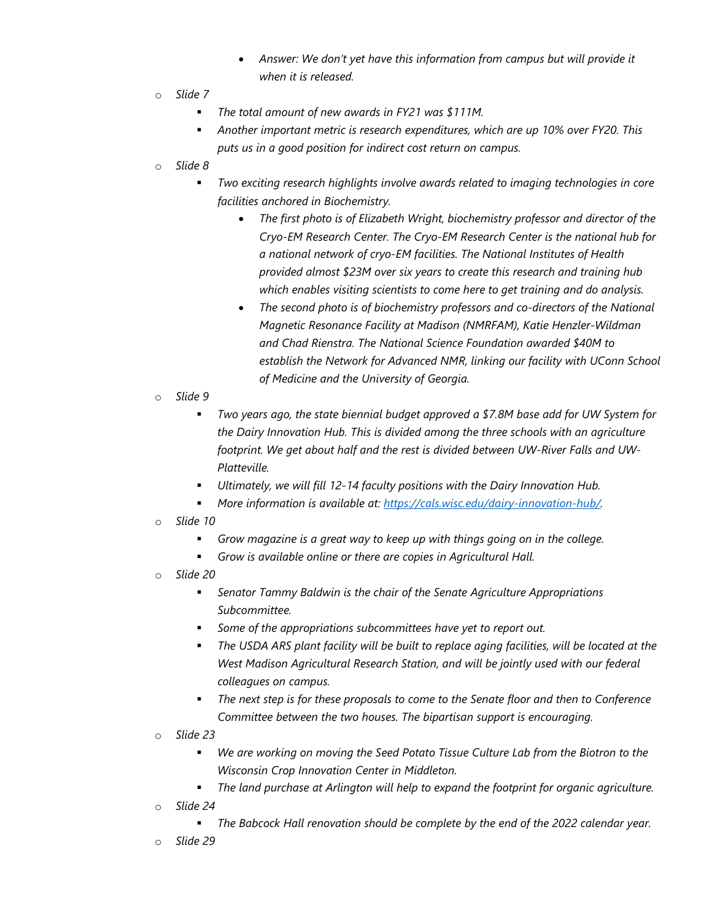- *Answer: We don't yet have this information from campus but will provide it when it is released.*
- *Slide 7*
    - *The total amount of new awards in FY21 was $111M.*
    - *Another important metric is research expenditures, which are up 10% over FY20. This puts us in a good position for indirect cost return on campus.*
- *Slide 8*
    - *Two exciting research highlights involve awards related to imaging technologies in core facilities anchored in Biochemistry.*
        - *The first photo is of Elizabeth Wright, biochemistry professor and director of the Cryo-EM Research Center. The Cryo-EM Research Center is the national hub for a national network of cryo-EM facilities. The National Institutes of Health provided almost $23M over six years to create this research and training hub which enables visiting scientists to come here to get training and do analysis.*
        - *The second photo is of biochemistry professors and co-directors of the National Magnetic Resonance Facility at Madison (NMRFAM), Katie Henzler-Wildman and Chad Rienstra. The National Science Foundation awarded $40M to establish the Network for Advanced NMR, linking our facility with UConn School of Medicine and the University of Georgia.*
- *Slide 9*
    - *Two years ago, the state biennial budget approved a $7.8M base add for UW System for the Dairy Innovation Hub. This is divided among the three schools with an agriculture footprint. We get about half and the rest is divided between UW-River Falls and UW-Platteville.*
    - *Ultimately, we will fill 12-14 faculty positions with the Dairy Innovation Hub.*
    - *More information is available at: [https://cals.wisc.edu/dairy-innovation-hub/](https://cals.wisc.edu/dairy-innovation-hub/).*
- *Slide 10*
    - *Grow magazine is a great way to keep up with things going on in the college.*
    - *Grow is available online or there are copies in Agricultural Hall.*
- *Slide 20*
    - *Senator Tammy Baldwin is the chair of the Senate Agriculture Appropriations Subcommittee.*
    - *Some of the appropriations subcommittees have yet to report out.*
    - *The USDA ARS plant facility will be built to replace aging facilities, will be located at the West Madison Agricultural Research Station, and will be jointly used with our federal colleagues on campus.*
    - *The next step is for these proposals to come to the Senate floor and then to Conference Committee between the two houses. The bipartisan support is encouraging.*
- *Slide 23*
    - *We are working on moving the Seed Potato Tissue Culture Lab from the Biotron to the Wisconsin Crop Innovation Center in Middleton.*
    - *The land purchase at Arlington will help to expand the footprint for organic agriculture.*
- *Slide 24*
    - *The Babcock Hall renovation should be complete by the end of the 2022 calendar year.*
- *Slide 29*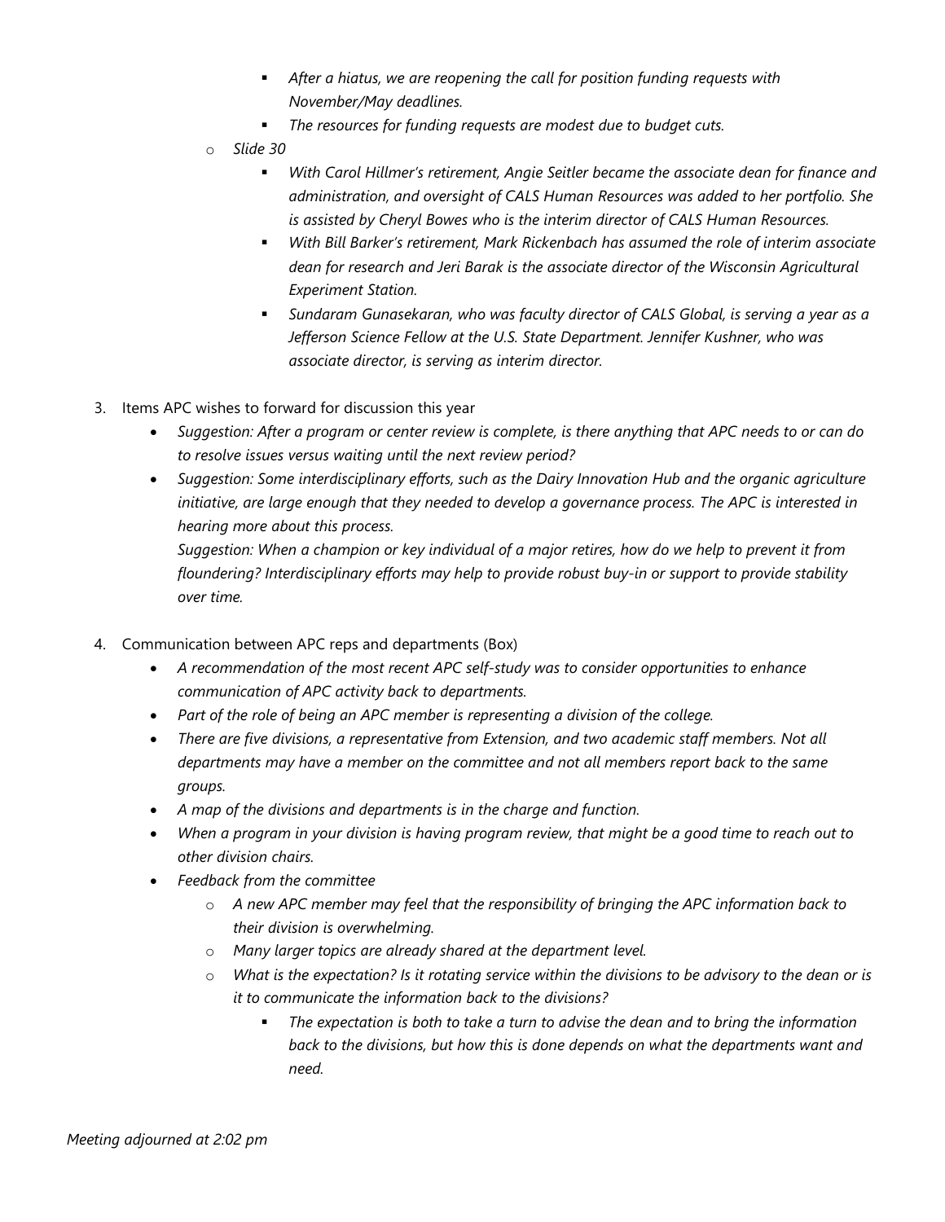- *After a hiatus, we are reopening the call for position funding requests with November/May deadlines.*
        - *The resources for funding requests are modest due to budget cuts.*
    - *Slide 30*
        - *With Carol Hillmer's retirement, Angie Seitler became the associate dean for finance and administration, and oversight of CALS Human Resources was added to her portfolio. She is assisted by Cheryl Bowes who is the interim director of CALS Human Resources.*
        - *With Bill Barker's retirement, Mark Rickenbach has assumed the role of interim associate dean for research and Jeri Barak is the associate director of the Wisconsin Agricultural Experiment Station.*
        - *Sundaram Gunasekaran, who was faculty director of CALS Global, is serving a year as a Jefferson Science Fellow at the U.S. State Department. Jennifer Kushner, who was associate director, is serving as interim director.*

3. Items APC wishes to forward for discussion this year
    - *Suggestion: After a program or center review is complete, is there anything that APC needs to or can do to resolve issues versus waiting until the next review period?*
    - *Suggestion: Some interdisciplinary efforts, such as the Dairy Innovation Hub and the organic agriculture initiative, are large enough that they needed to develop a governance process. The APC is interested in hearing more about this process.*

      *Suggestion: When a champion or key individual of a major retires, how do we help to prevent it from floundering? Interdisciplinary efforts may help to provide robust buy-in or support to provide stability over time.*

4. Communication between APC reps and departments (Box)
    - *A recommendation of the most recent APC self-study was to consider opportunities to enhance communication of APC activity back to departments.*
    - *Part of the role of being an APC member is representing a division of the college.*
    - *There are five divisions, a representative from Extension, and two academic staff members. Not all departments may have a member on the committee and not all members report back to the same groups.*
    - *A map of the divisions and departments is in the charge and function.*
    - *When a program in your division is having program review, that might be a good time to reach out to other division chairs.*
    - *Feedback from the committee*
        - *A new APC member may feel that the responsibility of bringing the APC information back to their division is overwhelming.*
        - *Many larger topics are already shared at the department level.*
        - *What is the expectation? Is it rotating service within the divisions to be advisory to the dean or is it to communicate the information back to the divisions?*
            - *The expectation is both to take a turn to advise the dean and to bring the information back to the divisions, but how this is done depends on what the departments want and need.*

*Meeting adjourned at 2:02 pm*